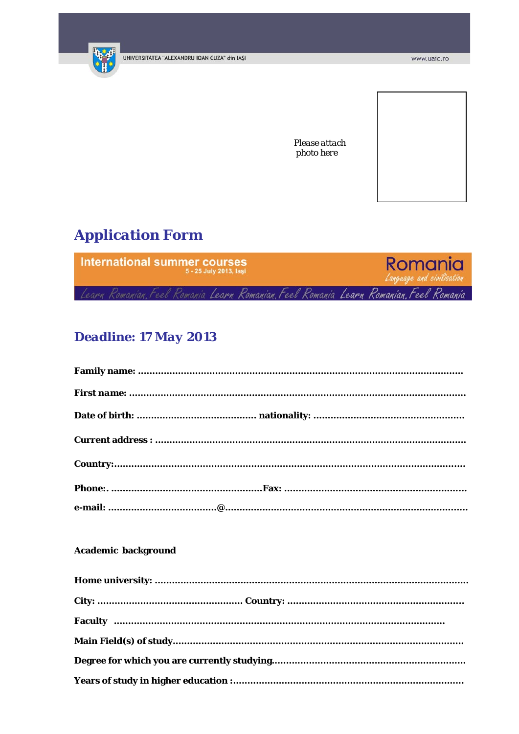UNIVERSITATEA "ALEXANDRU IOAN CUZA" din IAŞI

www.uaic.ro

Please attach photo here

# Application Form

International summer courses
5 - 25 July 2013, Iaşi

Romania
Language and civilisation

Learn Romanian, Feel Romania Learn Romanian, Feel Romania Learn Romanian, Feel Romania

## Deadline: 17 May 2013

**Family name:** ..............................................................................................................

**First name:** ....................................................................................................................

**Date of birth:** ......................................... **nationality:** ....................................................

**Current address :** ..........................................................................................................

**Country:**.........................................................................................................................

**Phone:**. ...................................................**Fax:** ...............................................................

**e-mail:** ...................................**@**...................................................................................

**Academic background**

**Home university:** ...........................................................................................................

**City:** ................................................ **Country:** ..............................................................

**Faculty** ..................................................................................................................

**Main Field(s) of study**...................................................................................................

**Degree for which you are currently studying**..................................................................

**Years of study in higher education :**...............................................................................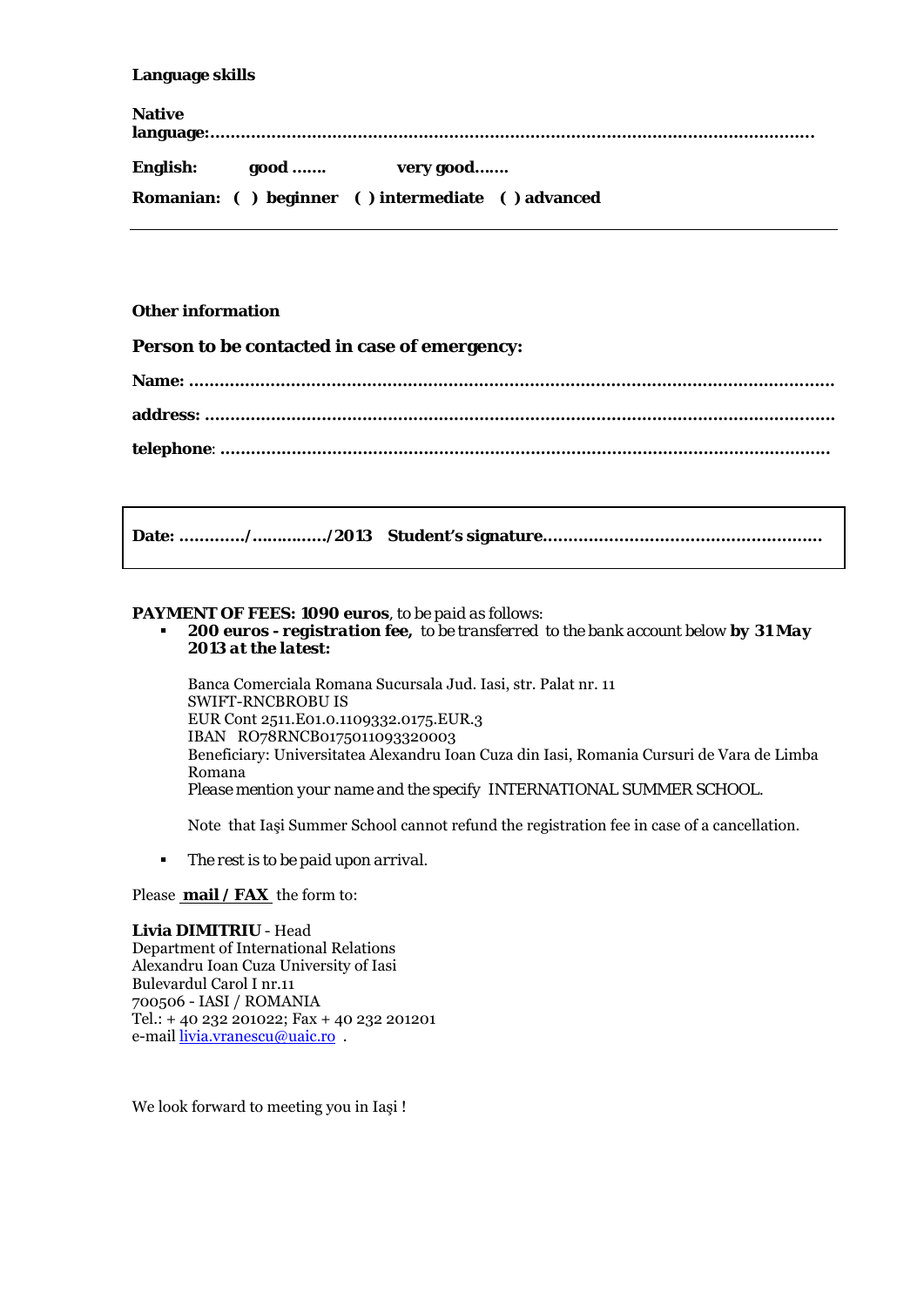**Language skills**

**Native language:**……………………………………………………………………………………………………………

**English:** **good …….** **very good…….**

**Romanian: ( ) beginner ( ) intermediate ( ) advanced**

---

**Other information**

**Person to be contacted in case of emergency:**

**Name:** …………………………………………………………………………………………………………………

**address:** ……………………………………………………………………………………………………………

**telephone**: …………………………………………………………………………………………………………

**Date: …………/…………../2013 Student's signature…………………………………………………**

***PAYMENT OF FEES: 1090 euros****, to be paid as follows:*

- ***200 euros - registration fee,*** *to be transferred to the bank account below* ***by 31 May 2013 at the latest:***

  Banca Comerciala Romana Sucursala Jud. Iasi, str. Palat nr. 11
  SWIFT-RNCBROBU IS
  EUR Cont 2511.E01.0.1109332.0175.EUR.3
  IBAN RO78RNCB0175011093320003
  Beneficiar: Universitatea Alexandru Ioan Cuza din Iasi, Romania Cursuri de Vara de Limba Romana
  *Please mention your name and the specify INTERNATIONAL SUMMER SCHOOL.*

  Note that Iaşi Summer School cannot refund the registration fee in case of a cancellation.

- *The rest is to be paid upon arrival.*

Please **mail / FAX** the form to:

**Livia DIMITRIU** - Head
Department of International Relations
Alexandru Ioan Cuza University of Iasi
Bulevardul Carol I nr.11
700506 - IASI / ROMANIA
Tel.: + 40 232 201022; Fax + 40 232 201201
e-mail livia.vranescu@uaic.ro .

We look forward to meeting you in Iaşi !